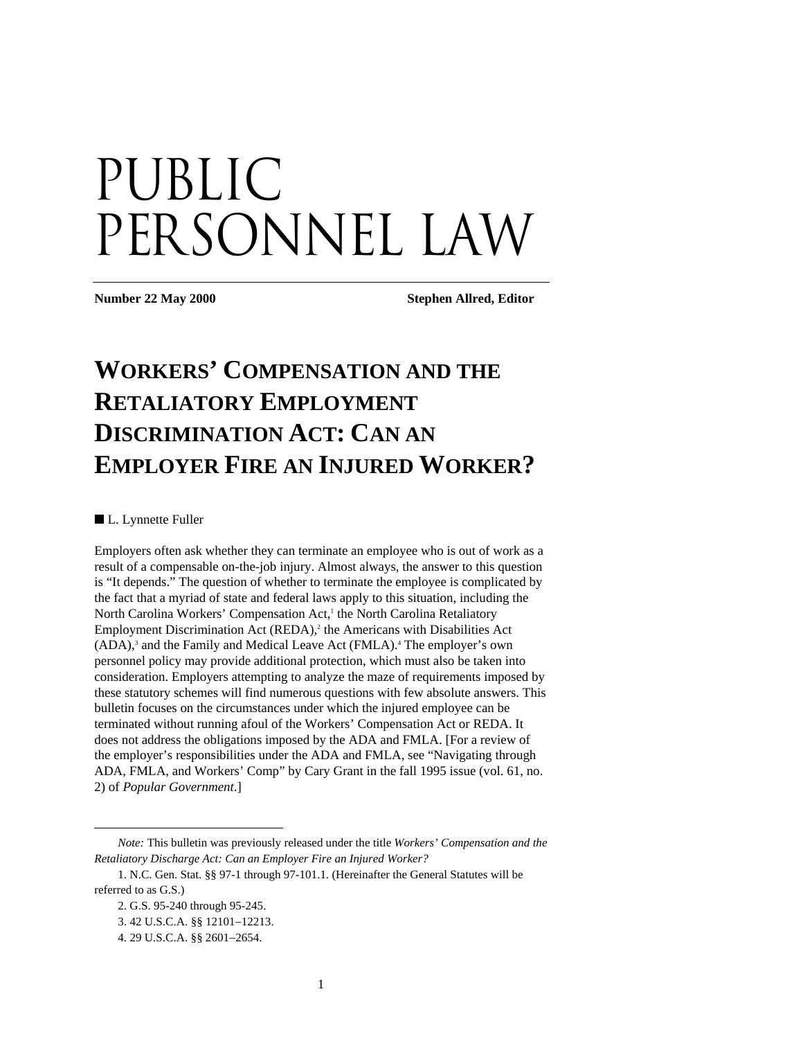# PUBLIC PERSONNEL LAW

**Number 22 May 2000** **Stephen Allred, Editor**

## WORKERS' COMPENSATION AND THE RETALIATORY EMPLOYMENT DISCRIMINATION ACT: CAN AN EMPLOYER FIRE AN INJURED WORKER?

■ L. Lynnette Fuller

Employers often ask whether they can terminate an employee who is out of work as a result of a compensable on-the-job injury. Almost always, the answer to this question is "It depends." The question of whether to terminate the employee is complicated by the fact that a myriad of state and federal laws apply to this situation, including the North Carolina Workers' Compensation Act,[1] the North Carolina Retaliatory Employment Discrimination Act (REDA),[2] the Americans with Disabilities Act (ADA),[3] and the Family and Medical Leave Act (FMLA).[4] The employer's own personnel policy may provide additional protection, which must also be taken into consideration. Employers attempting to analyze the maze of requirements imposed by these statutory schemes will find numerous questions with few absolute answers. This bulletin focuses on the circumstances under which the injured employee can be terminated without running afoul of the Workers' Compensation Act or REDA. It does not address the obligations imposed by the ADA and FMLA. [For a review of the employer's responsibilities under the ADA and FMLA, see "Navigating through ADA, FMLA, and Workers' Comp" by Cary Grant in the fall 1995 issue (vol. 61, no. 2) of *Popular Government*.]

---

*Note:* This bulletin was previously released under the title *Workers' Compensation and the Retaliatory Discharge Act: Can an Employer Fire an Injured Worker?*

1. N.C. Gen. Stat. §§ 97-1 through 97-101.1. (Hereinafter the General Statutes will be referred to as G.S.)

2. G.S. 95-240 through 95-245.

3. 42 U.S.C.A. §§ 12101–12213.

4. 29 U.S.C.A. §§ 2601–2654.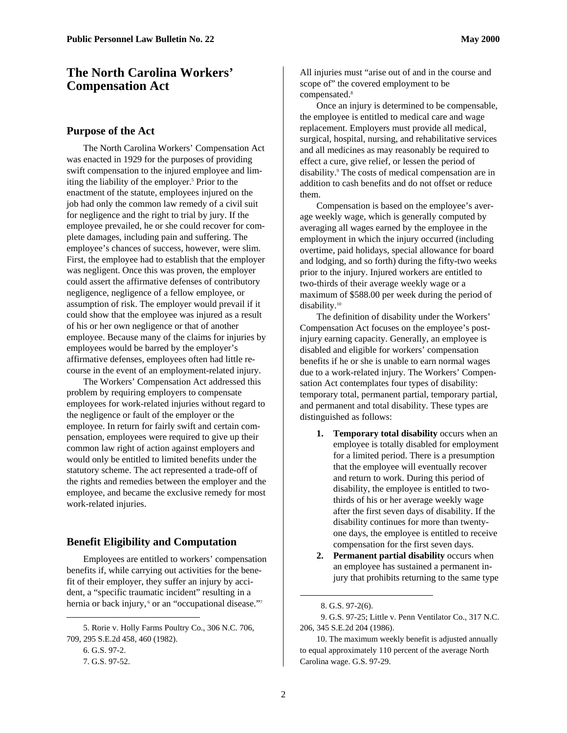# The North Carolina Workers' Compensation Act

## Purpose of the Act

The North Carolina Workers' Compensation Act was enacted in 1929 for the purposes of providing swift compensation to the injured employee and limiting the liability of the employer.[5] Prior to the enactment of the statute, employees injured on the job had only the common law remedy of a civil suit for negligence and the right to trial by jury. If the employee prevailed, he or she could recover for complete damages, including pain and suffering. The employee's chances of success, however, were slim. First, the employee had to establish that the employer was negligent. Once this was proven, the employer could assert the affirmative defenses of contributory negligence, negligence of a fellow employee, or assumption of risk. The employer would prevail if it could show that the employee was injured as a result of his or her own negligence or that of another employee. Because many of the claims for injuries by employees would be barred by the employer's affirmative defenses, employees often had little recourse in the event of an employment-related injury.

The Workers' Compensation Act addressed this problem by requiring employers to compensate employees for work-related injuries without regard to the negligence or fault of the employer or the employee. In return for fairly swift and certain compensation, employees were required to give up their common law right of action against employers and would only be entitled to limited benefits under the statutory scheme. The act represented a trade-off of the rights and remedies between the employer and the employee, and became the exclusive remedy for most work-related injuries.

## Benefit Eligibility and Computation

Employees are entitled to workers' compensation benefits if, while carrying out activities for the benefit of their employer, they suffer an injury by accident, a "specific traumatic incident" resulting in a hernia or back injury,[6] or an "occupational disease."[7] All injuries must "arise out of and in the course and scope of" the covered employment to be compensated.[8]

Once an injury is determined to be compensable, the employee is entitled to medical care and wage replacement. Employers must provide all medical, surgical, hospital, nursing, and rehabilitative services and all medicines as may reasonably be required to effect a cure, give relief, or lessen the period of disability.[9] The costs of medical compensation are in addition to cash benefits and do not offset or reduce them.

Compensation is based on the employee's average weekly wage, which is generally computed by averaging all wages earned by the employee in the employment in which the injury occurred (including overtime, paid holidays, special allowance for board and lodging, and so forth) during the fifty-two weeks prior to the injury. Injured workers are entitled to two-thirds of their average weekly wage or a maximum of $588.00 per week during the period of disability.[10]

The definition of disability under the Workers' Compensation Act focuses on the employee's post-injury earning capacity. Generally, an employee is disabled and eligible for workers' compensation benefits if he or she is unable to earn normal wages due to a work-related injury. The Workers' Compensation Act contemplates four types of disability: temporary total, permanent partial, temporary partial, and permanent and total disability. These types are distinguished as follows:

1. **Temporary total disability** occurs when an employee is totally disabled for employment for a limited period. There is a presumption that the employee will eventually recover and return to work. During this period of disability, the employee is entitled to two-thirds of his or her average weekly wage after the first seven days of disability. If the disability continues for more than twenty-one days, the employee is entitled to receive compensation for the first seven days.
2. **Permanent partial disability** occurs when an employee has sustained a permanent injury that prohibits returning to the same type

---

5. Rorie v. Holly Farms Poultry Co., 306 N.C. 706, 709, 295 S.E.2d 458, 460 (1982).

6. G.S. 97-2.

7. G.S. 97-52.

8. G.S. 97-2(6).

9. G.S. 97-25; Little v. Penn Ventilator Co., 317 N.C. 206, 345 S.E.2d 204 (1986).

10. The maximum weekly benefit is adjusted annually to equal approximately 110 percent of the average North Carolina wage. G.S. 97-29.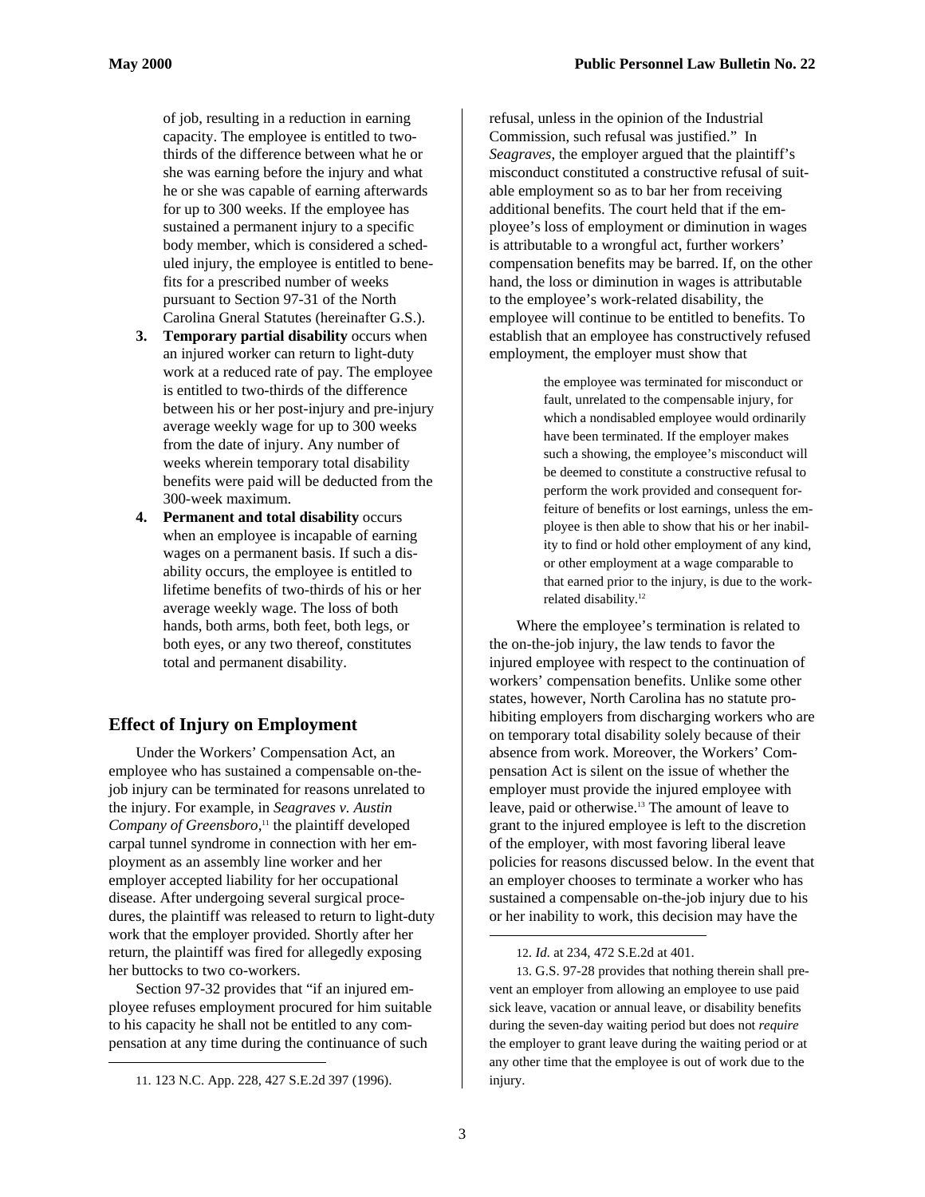of job, resulting in a reduction in earning capacity. The employee is entitled to two-thirds of the difference between what he or she was earning before the injury and what he or she was capable of earning afterwards for up to 300 weeks. If the employee has sustained a permanent injury to a specific body member, which is considered a scheduled injury, the employee is entitled to benefits for a prescribed number of weeks pursuant to Section 97-31 of the North Carolina Gneral Statutes (hereinafter G.S.).

3. **Temporary partial disability** occurs when an injured worker can return to light-duty work at a reduced rate of pay. The employee is entitled to two-thirds of the difference between his or her post-injury and pre-injury average weekly wage for up to 300 weeks from the date of injury. Any number of weeks wherein temporary total disability benefits were paid will be deducted from the 300-week maximum.
4. **Permanent and total disability** occurs when an employee is incapable of earning wages on a permanent basis. If such a disability occurs, the employee is entitled to lifetime benefits of two-thirds of his or her average weekly wage. The loss of both hands, both arms, both feet, both legs, or both eyes, or any two thereof, constitutes total and permanent disability.

## Effect of Injury on Employment

Under the Workers' Compensation Act, an employee who has sustained a compensable on-the-job injury can be terminated for reasons unrelated to the injury. For example, in *Seagraves v. Austin Company of Greensboro*,[11] the plaintiff developed carpal tunnel syndrome in connection with her employment as an assembly line worker and her employer accepted liability for her occupational disease. After undergoing several surgical procedures, the plaintiff was released to return to light-duty work that the employer provided. Shortly after her return, the plaintiff was fired for allegedly exposing her buttocks to two co-workers.

Section 97-32 provides that "if an injured employee refuses employment procured for him suitable to his capacity he shall not be entitled to any compensation at any time during the continuance of such refusal, unless in the opinion of the Industrial Commission, such refusal was justified." In *Seagraves*, the employer argued that the plaintiff's misconduct constituted a constructive refusal of suitable employment so as to bar her from receiving additional benefits. The court held that if the employee's loss of employment or diminution in wages is attributable to a wrongful act, further workers' compensation benefits may be barred. If, on the other hand, the loss or diminution in wages is attributable to the employee's work-related disability, the employee will continue to be entitled to benefits. To establish that an employee has constructively refused employment, the employer must show that

> the employee was terminated for misconduct or fault, unrelated to the compensable injury, for which a nondisabled employee would ordinarily have been terminated. If the employer makes such a showing, the employee's misconduct will be deemed to constitute a constructive refusal to perform the work provided and consequent forfeiture of benefits or lost earnings, unless the employee is then able to show that his or her inability to find or hold other employment of any kind, or other employment at a wage comparable to that earned prior to the injury, is due to the work-related disability.[12]

Where the employee's termination is related to the on-the-job injury, the law tends to favor the injured employee with respect to the continuation of workers' compensation benefits. Unlike some other states, however, North Carolina has no statute prohibiting employers from discharging workers who are on temporary total disability solely because of their absence from work. Moreover, the Workers' Compensation Act is silent on the issue of whether the employer must provide the injured employee with leave, paid or otherwise.[13] The amount of leave to grant to the injured employee is left to the discretion of the employer, with most favoring liberal leave policies for reasons discussed below. In the event that an employer chooses to terminate a worker who has sustained a compensable on-the-job injury due to his or her inability to work, this decision may have the

11. 123 N.C. App. 228, 427 S.E.2d 397 (1996).

12. *Id.* at 234, 472 S.E.2d at 401.

13. G.S. 97-28 provides that nothing therein shall prevent an employer from allowing an employee to use paid sick leave, vacation or annual leave, or disability benefits during the seven-day waiting period but does not *require* the employer to grant leave during the waiting period or at any other time that the employee is out of work due to the injury.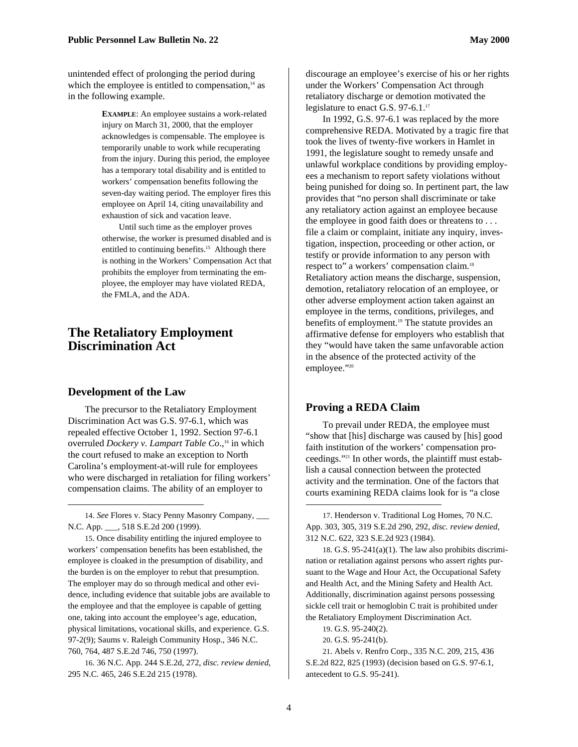unintended effect of prolonging the period during which the employee is entitled to compensation,[14] as in the following example.

> **EXAMPLE**: An employee sustains a work-related injury on March 31, 2000, that the employer acknowledges is compensable. The employee is temporarily unable to work while recuperating from the injury. During this period, the employee has a temporary total disability and is entitled to workers' compensation benefits following the seven-day waiting period. The employer fires this employee on April 14, citing unavailability and exhaustion of sick and vacation leave.
>
> Until such time as the employer proves otherwise, the worker is presumed disabled and is entitled to continuing benefits.[15] Although there is nothing in the Workers' Compensation Act that prohibits the employer from terminating the employee, the employer may have violated REDA, the FMLA, and the ADA.

## The Retaliatory Employment Discrimination Act

### Development of the Law

The precursor to the Retaliatory Employment Discrimination Act was G.S. 97-6.1, which was repealed effective October 1, 1992. Section 97-6.1 overruled *Dockery v. Lampart Table Co.*,[16] in which the court refused to make an exception to North Carolina's employment-at-will rule for employees who were discharged in retaliation for filing workers' compensation claims. The ability of an employer to discourage an employee's exercise of his or her rights under the Workers' Compensation Act through retaliatory discharge or demotion motivated the legislature to enact G.S. 97-6.1.[17]

In 1992, G.S. 97-6.1 was replaced by the more comprehensive REDA. Motivated by a tragic fire that took the lives of twenty-five workers in Hamlet in 1991, the legislature sought to remedy unsafe and unlawful workplace conditions by providing employees a mechanism to report safety violations without being punished for doing so. In pertinent part, the law provides that "no person shall discriminate or take any retaliatory action against an employee because the employee in good faith does or threatens to . . . file a claim or complaint, initiate any inquiry, investigation, inspection, proceeding or other action, or testify or provide information to any person with respect to" a workers' compensation claim.[18] Retaliatory action means the discharge, suspension, demotion, retaliatory relocation of an employee, or other adverse employment action taken against an employee in the terms, conditions, privileges, and benefits of employment.[19] The statute provides an affirmative defense for employers who establish that they "would have taken the same unfavorable action in the absence of the protected activity of the employee."[20]

### Proving a REDA Claim

To prevail under REDA, the employee must "show that [his] discharge was caused by [his] good faith institution of the workers' compensation proceedings."[21] In other words, the plaintiff must establish a causal connection between the protected activity and the termination. One of the factors that courts examining REDA claims look for is "a close

---

14. *See* Flores v. Stacy Penny Masonry Company, ___ N.C. App. ___, 518 S.E.2d 200 (1999).

15. Once disability entitling the injured employee to workers' compensation benefits has been established, the employee is cloaked in the presumption of disability, and the burden is on the employer to rebut that presumption. The employer may do so through medical and other evidence, including evidence that suitable jobs are available to the employee and that the employee is capable of getting one, taking into account the employee's age, education, physical limitations, vocational skills, and experience. G.S. 97-2(9); Saums v. Raleigh Community Hosp., 346 N.C. 760, 764, 487 S.E.2d 746, 750 (1997).

16. 36 N.C. App. 244 S.E.2d, 272, *disc. review denied*, 295 N.C. 465, 246 S.E.2d 215 (1978).

17. Henderson v. Traditional Log Homes, 70 N.C. App. 303, 305, 319 S.E.2d 290, 292, *disc. review denied*, 312 N.C. 622, 323 S.E.2d 923 (1984).

18. G.S. 95-241(a)(1). The law also prohibits discrimination or retaliation against persons who assert rights pursuant to the Wage and Hour Act, the Occupational Safety and Health Act, and the Mining Safety and Health Act. Additionally, discrimination against persons possessing sickle cell trait or hemoglobin C trait is prohibited under the Retaliatory Employment Discrimination Act.

19. G.S. 95-240(2).

20. G.S. 95-241(b).

21. Abels v. Renfro Corp., 335 N.C. 209, 215, 436 S.E.2d 822, 825 (1993) (decision based on G.S. 97-6.1, antecedent to G.S. 95-241).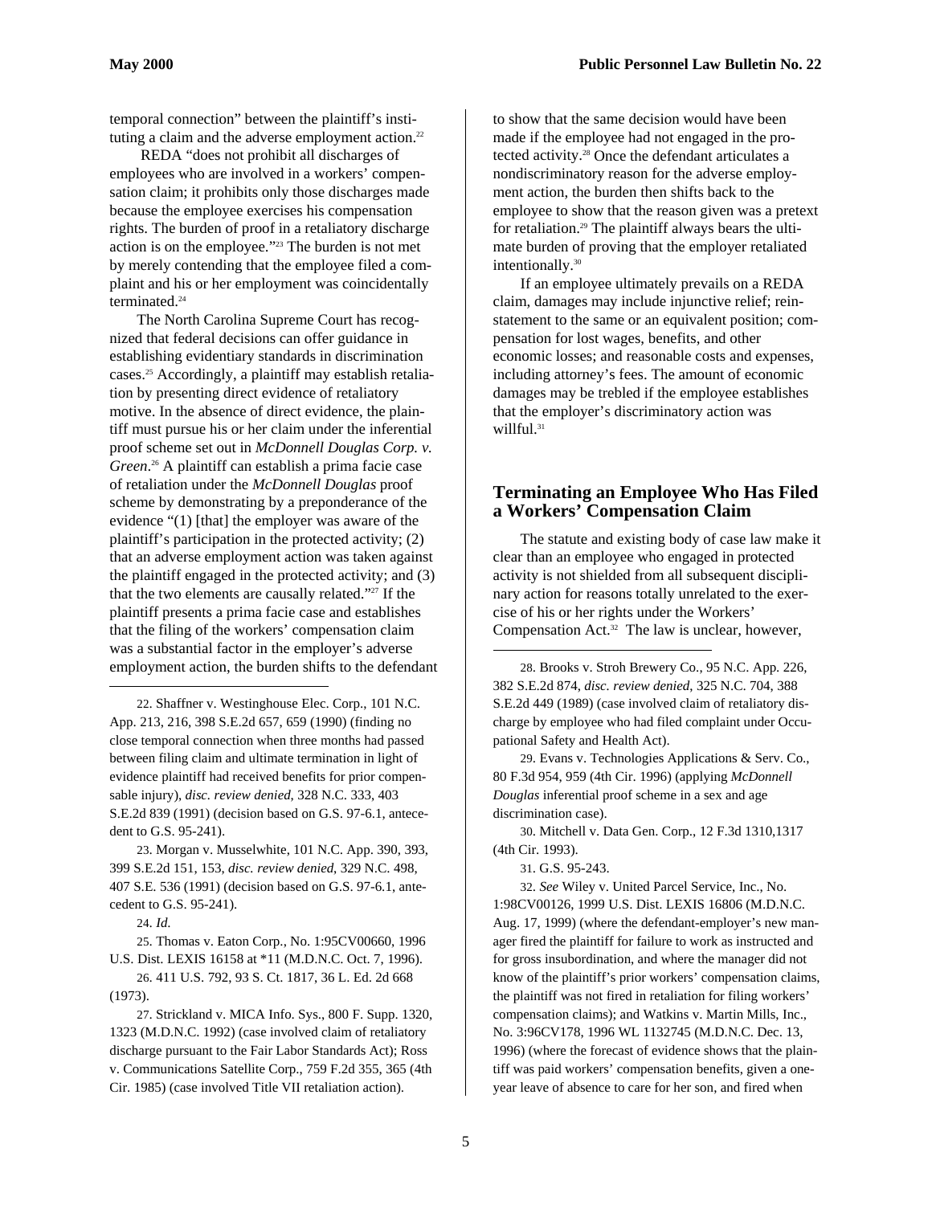temporal connection" between the plaintiff's instituting a claim and the adverse employment action.[22]

REDA "does not prohibit all discharges of employees who are involved in a workers' compensation claim; it prohibits only those discharges made because the employee exercises his compensation rights. The burden of proof in a retaliatory discharge action is on the employee."[23] The burden is not met by merely contending that the employee filed a complaint and his or her employment was coincidentally terminated.[24]

The North Carolina Supreme Court has recognized that federal decisions can offer guidance in establishing evidentiary standards in discrimination cases.[25] Accordingly, a plaintiff may establish retaliation by presenting direct evidence of retaliatory motive. In the absence of direct evidence, the plaintiff must pursue his or her claim under the inferential proof scheme set out in *McDonnell Douglas Corp. v. Green*.[26] A plaintiff can establish a prima facie case of retaliation under the *McDonnell Douglas* proof scheme by demonstrating by a preponderance of the evidence "(1) [that] the employer was aware of the plaintiff's participation in the protected activity; (2) that an adverse employment action was taken against the plaintiff engaged in the protected activity; and (3) that the two elements are causally related."[27] If the plaintiff presents a prima facie case and establishes that the filing of the workers' compensation claim was a substantial factor in the employer's adverse employment action, the burden shifts to the defendant to show that the same decision would have been made if the employee had not engaged in the protected activity.[28] Once the defendant articulates a nondiscriminatory reason for the adverse employment action, the burden then shifts back to the employee to show that the reason given was a pretext for retaliation.[29] The plaintiff always bears the ultimate burden of proving that the employer retaliated intentionally.[30]

If an employee ultimately prevails on a REDA claim, damages may include injunctive relief; reinstatement to the same or an equivalent position; compensation for lost wages, benefits, and other economic losses; and reasonable costs and expenses, including attorney's fees. The amount of economic damages may be trebled if the employee establishes that the employer's discriminatory action was willful.[31]

## Terminating an Employee Who Has Filed a Workers' Compensation Claim

The statute and existing body of case law make it clear than an employee who engaged in protected activity is not shielded from all subsequent disciplinary action for reasons totally unrelated to the exercise of his or her rights under the Workers' Compensation Act.[32] The law is unclear, however,

---

22. Shaffner v. Westinghouse Elec. Corp., 101 N.C. App. 213, 216, 398 S.E.2d 657, 659 (1990) (finding no close temporal connection when three months had passed between filing claim and ultimate termination in light of evidence plaintiff had received benefits for prior compensable injury), *disc. review denied*, 328 N.C. 333, 403 S.E.2d 839 (1991) (decision based on G.S. 97-6.1, antecedent to G.S. 95-241).

23. Morgan v. Musselwhite, 101 N.C. App. 390, 393, 399 S.E.2d 151, 153, *disc. review denied*, 329 N.C. 498, 407 S.E. 536 (1991) (decision based on G.S. 97-6.1, antecedent to G.S. 95-241).

24. *Id.*

25. Thomas v. Eaton Corp., No. 1:95CV00660, 1996 U.S. Dist. LEXIS 16158 at *11 (M.D.N.C. Oct. 7, 1996).

26. 411 U.S. 792, 93 S. Ct. 1817, 36 L. Ed. 2d 668 (1973).

27. Strickland v. MICA Info. Sys., 800 F. Supp. 1320, 1323 (M.D.N.C. 1992) (case involved claim of retaliatory discharge pursuant to the Fair Labor Standards Act); Ross v. Communications Satellite Corp., 759 F.2d 355, 365 (4th Cir. 1985) (case involved Title VII retaliation action).

28. Brooks v. Stroh Brewery Co., 95 N.C. App. 226, 382 S.E.2d 874, *disc. review denied*, 325 N.C. 704, 388 S.E.2d 449 (1989) (case involved claim of retaliatory discharge by employee who had filed complaint under Occupational Safety and Health Act).

29. Evans v. Technologies Applications & Serv. Co., 80 F.3d 954, 959 (4th Cir. 1996) (applying *McDonnell Douglas* inferential proof scheme in a sex and age discrimination case).

30. Mitchell v. Data Gen. Corp., 12 F.3d 1310,1317 (4th Cir. 1993).

31. G.S. 95-243.

32. *See* Wiley v. United Parcel Service, Inc., No. 1:98CV00126, 1999 U.S. Dist. LEXIS 16806 (M.D.N.C. Aug. 17, 1999) (where the defendant-employer's new manager fired the plaintiff for failure to work as instructed and for gross insubordination, and where the manager did not know of the plaintiff's prior workers' compensation claims, the plaintiff was not fired in retaliation for filing workers' compensation claims); and Watkins v. Martin Mills, Inc., No. 3:96CV178, 1996 WL 1132745 (M.D.N.C. Dec. 13, 1996) (where the forecast of evidence shows that the plaintiff was paid workers' compensation benefits, given a one-year leave of absence to care for her son, and fired when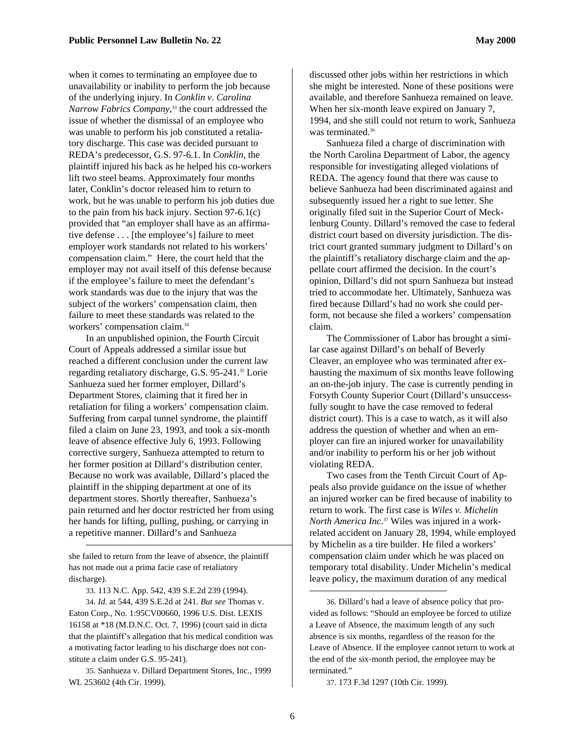when it comes to terminating an employee due to unavailability or inability to perform the job because of the underlying injury. In *Conklin v. Carolina Narrow Fabrics Company*,[33] the court addressed the issue of whether the dismissal of an employee who was unable to perform his job constituted a retaliatory discharge. This case was decided pursuant to REDA's predecessor, G.S. 97-6.1. In *Conklin*, the plaintiff injured his back as he helped his co-workers lift two steel beams. Approximately four months later, Conklin's doctor released him to return to work, but he was unable to perform his job duties due to the pain from his back injury. Section 97-6.1(c) provided that "an employer shall have as an affirmative defense . . . [the employee's] failure to meet employer work standards not related to his workers' compensation claim." Here, the court held that the employer may not avail itself of this defense because if the employee's failure to meet the defendant's work standards was due to the injury that was the subject of the workers' compensation claim, then failure to meet these standards was related to the workers' compensation claim.[34]

In an unpublished opinion, the Fourth Circuit Court of Appeals addressed a similar issue but reached a different conclusion under the current law regarding retaliatory discharge, G.S. 95-241.[35] Lorie Sanhueza sued her former employer, Dillard's Department Stores, claiming that it fired her in retaliation for filing a workers' compensation claim. Suffering from carpal tunnel syndrome, the plaintiff filed a claim on June 23, 1993, and took a six-month leave of absence effective July 6, 1993. Following corrective surgery, Sanhueza attempted to return to her former position at Dillard's distribution center. Because no work was available, Dillard's placed the plaintiff in the shipping department at one of its department stores. Shortly thereafter, Sanhueza's pain returned and her doctor restricted her from using her hands for lifting, pulling, pushing, or carrying in a repetitive manner. Dillard's and Sanhueza discussed other jobs within her restrictions in which she might be interested. None of these positions were available, and therefore Sanhueza remained on leave. When her six-month leave expired on January 7, 1994, and she still could not return to work, Sanhueza was terminated.[36]

Sanhueza filed a charge of discrimination with the North Carolina Department of Labor, the agency responsible for investigating alleged violations of REDA. The agency found that there was cause to believe Sanhueza had been discriminated against and subsequently issued her a right to sue letter. She originally filed suit in the Superior Court of Mecklenburg County. Dillard's removed the case to federal district court based on diversity jurisdiction. The district court granted summary judgment to Dillard's on the plaintiff's retaliatory discharge claim and the appellate court affirmed the decision. In the court's opinion, Dillard's did not spurn Sanhueza but instead tried to accommodate her. Ultimately, Sanhueza was fired because Dillard's had no work she could perform, not because she filed a workers' compensation claim.

The Commissioner of Labor has brought a similar case against Dillard's on behalf of Beverly Cleaver, an employee who was terminated after exhausting the maximum of six months leave following an on-the-job injury. The case is currently pending in Forsyth County Superior Court (Dillard's unsuccessfully sought to have the case removed to federal district court). This is a case to watch, as it will also address the question of whether and when an employer can fire an injured worker for unavailability and/or inability to perform his or her job without violating REDA.

Two cases from the Tenth Circuit Court of Appeals also provide guidance on the issue of whether an injured worker can be fired because of inability to return to work. The first case is *Wiles v. Michelin North America Inc*.[37] Wiles was injured in a work-related accident on January 28, 1994, while employed by Michelin as a tire builder. He filed a workers' compensation claim under which he was placed on temporary total disability. Under Michelin's medical leave policy, the maximum duration of any medical

---

she failed to return from the leave of absence, the plaintiff has not made out a prima facie case of retaliatory discharge).

33. 113 N.C. App. 542, 439 S.E.2d 239 (1994).

34. *Id.* at 544, 439 S.E.2d at 241. *But see* Thomas v. Eaton Corp., No. 1:95CV00660, 1996 U.S. Dist. LEXIS 16158 at *18 (M.D.N.C. Oct. 7, 1996) (court said in dicta that the plaintiff's allegation that his medical condition was a motivating factor leading to his discharge does not constitute a claim under G.S. 95-241).

35. Sanhueza v. Dillard Department Stores, Inc., 1999 WL 253602 (4th Cir. 1999).

36. Dillard's had a leave of absence policy that provided as follows: "Should an employee be forced to utilize a Leave of Absence, the maximum length of any such absence is six months, regardless of the reason for the Leave of Absence. If the employee cannot return to work at the end of the six-month period, the employee may be terminated."

37. 173 F.3d 1297 (10th Cir. 1999).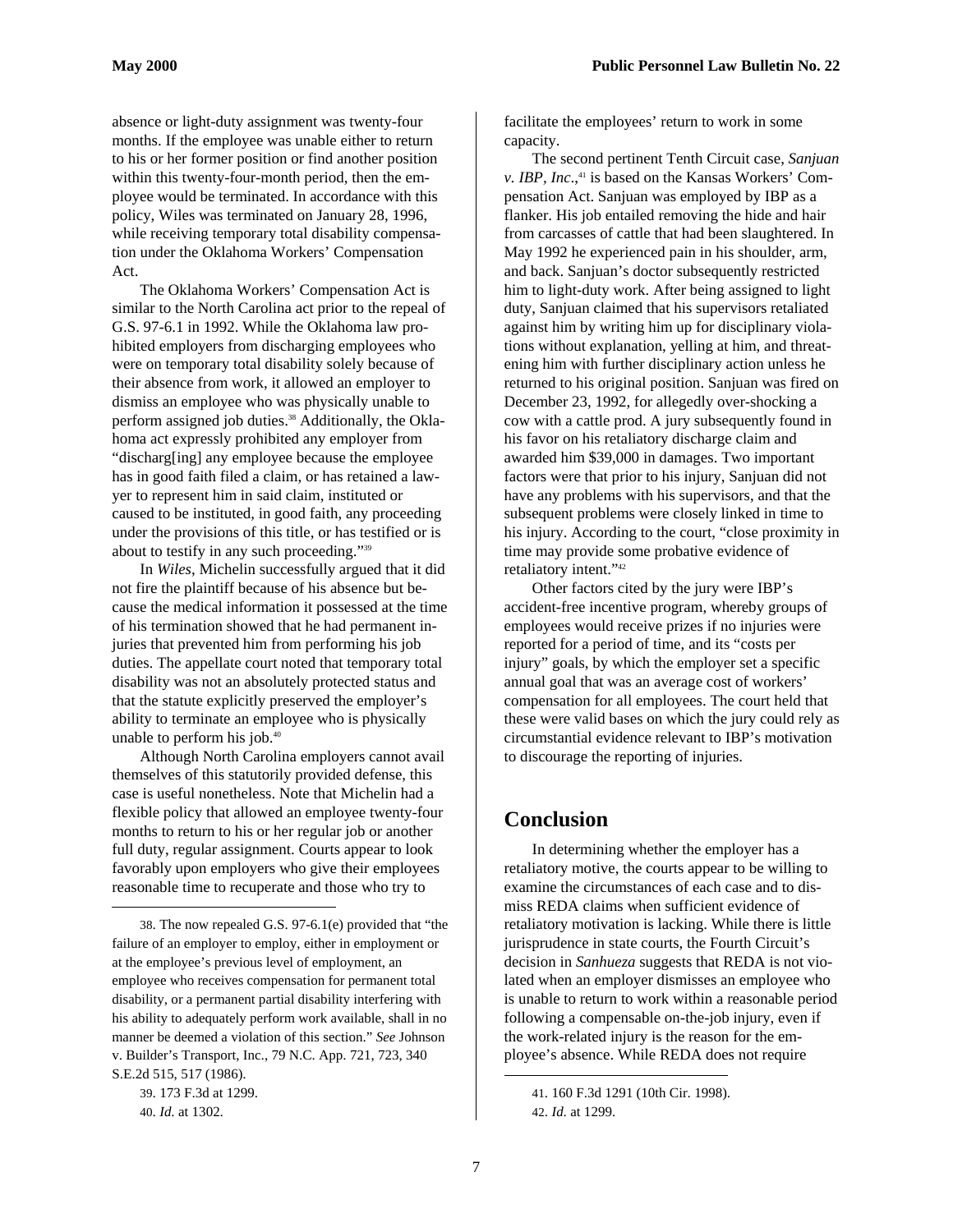absence or light-duty assignment was twenty-four months. If the employee was unable either to return to his or her former position or find another position within this twenty-four-month period, then the employee would be terminated. In accordance with this policy, Wiles was terminated on January 28, 1996, while receiving temporary total disability compensation under the Oklahoma Workers' Compensation Act.

The Oklahoma Workers' Compensation Act is similar to the North Carolina act prior to the repeal of G.S. 97-6.1 in 1992. While the Oklahoma law prohibited employers from discharging employees who were on temporary total disability solely because of their absence from work, it allowed an employer to dismiss an employee who was physically unable to perform assigned job duties.[38] Additionally, the Oklahoma act expressly prohibited any employer from "discharg[ing] any employee because the employee has in good faith filed a claim, or has retained a lawyer to represent him in said claim, instituted or caused to be instituted, in good faith, any proceeding under the provisions of this title, or has testified or is about to testify in any such proceeding."[39]

In *Wiles*, Michelin successfully argued that it did not fire the plaintiff because of his absence but because the medical information it possessed at the time of his termination showed that he had permanent injuries that prevented him from performing his job duties. The appellate court noted that temporary total disability was not an absolutely protected status and that the statute explicitly preserved the employer's ability to terminate an employee who is physically unable to perform his job.[40]

Although North Carolina employers cannot avail themselves of this statutorily provided defense, this case is useful nonetheless. Note that Michelin had a flexible policy that allowed an employee twenty-four months to return to his or her regular job or another full duty, regular assignment. Courts appear to look favorably upon employers who give their employees reasonable time to recuperate and those who try to facilitate the employees' return to work in some capacity.

The second pertinent Tenth Circuit case, *Sanjuan v. IBP, Inc*.,[41] is based on the Kansas Workers' Compensation Act. Sanjuan was employed by IBP as a flanker. His job entailed removing the hide and hair from carcasses of cattle that had been slaughtered. In May 1992 he experienced pain in his shoulder, arm, and back. Sanjuan's doctor subsequently restricted him to light-duty work. After being assigned to light duty, Sanjuan claimed that his supervisors retaliated against him by writing him up for disciplinary violations without explanation, yelling at him, and threatening him with further disciplinary action unless he returned to his original position. Sanjuan was fired on December 23, 1992, for allegedly over-shocking a cow with a cattle prod. A jury subsequently found in his favor on his retaliatory discharge claim and awarded him $39,000 in damages. Two important factors were that prior to his injury, Sanjuan did not have any problems with his supervisors, and that the subsequent problems were closely linked in time to his injury. According to the court, "close proximity in time may provide some probative evidence of retaliatory intent."[42]

Other factors cited by the jury were IBP's accident-free incentive program, whereby groups of employees would receive prizes if no injuries were reported for a period of time, and its "costs per injury" goals, by which the employer set a specific annual goal that was an average cost of workers' compensation for all employees. The court held that these were valid bases on which the jury could rely as circumstantial evidence relevant to IBP's motivation to discourage the reporting of injuries.

## Conclusion

In determining whether the employer has a retaliatory motive, the courts appear to be willing to examine the circumstances of each case and to dismiss REDA claims when sufficient evidence of retaliatory motivation is lacking. While there is little jurisprudence in state courts, the Fourth Circuit's decision in *Sanhueza* suggests that REDA is not violated when an employer dismisses an employee who is unable to return to work within a reasonable period following a compensable on-the-job injury, even if the work-related injury is the reason for the employee's absence. While REDA does not require

---

38. The now repealed G.S. 97-6.1(e) provided that "the failure of an employer to employ, either in employment or at the employee's previous level of employment, an employee who receives compensation for permanent total disability, or a permanent partial disability interfering with his ability to adequately perform work available, shall in no manner be deemed a violation of this section." *See* Johnson v. Builder's Transport, Inc., 79 N.C. App. 721, 723, 340 S.E.2d 515, 517 (1986).

39. 173 F.3d at 1299.

40. *Id.* at 1302.

41. 160 F.3d 1291 (10th Cir. 1998).

42. *Id.* at 1299.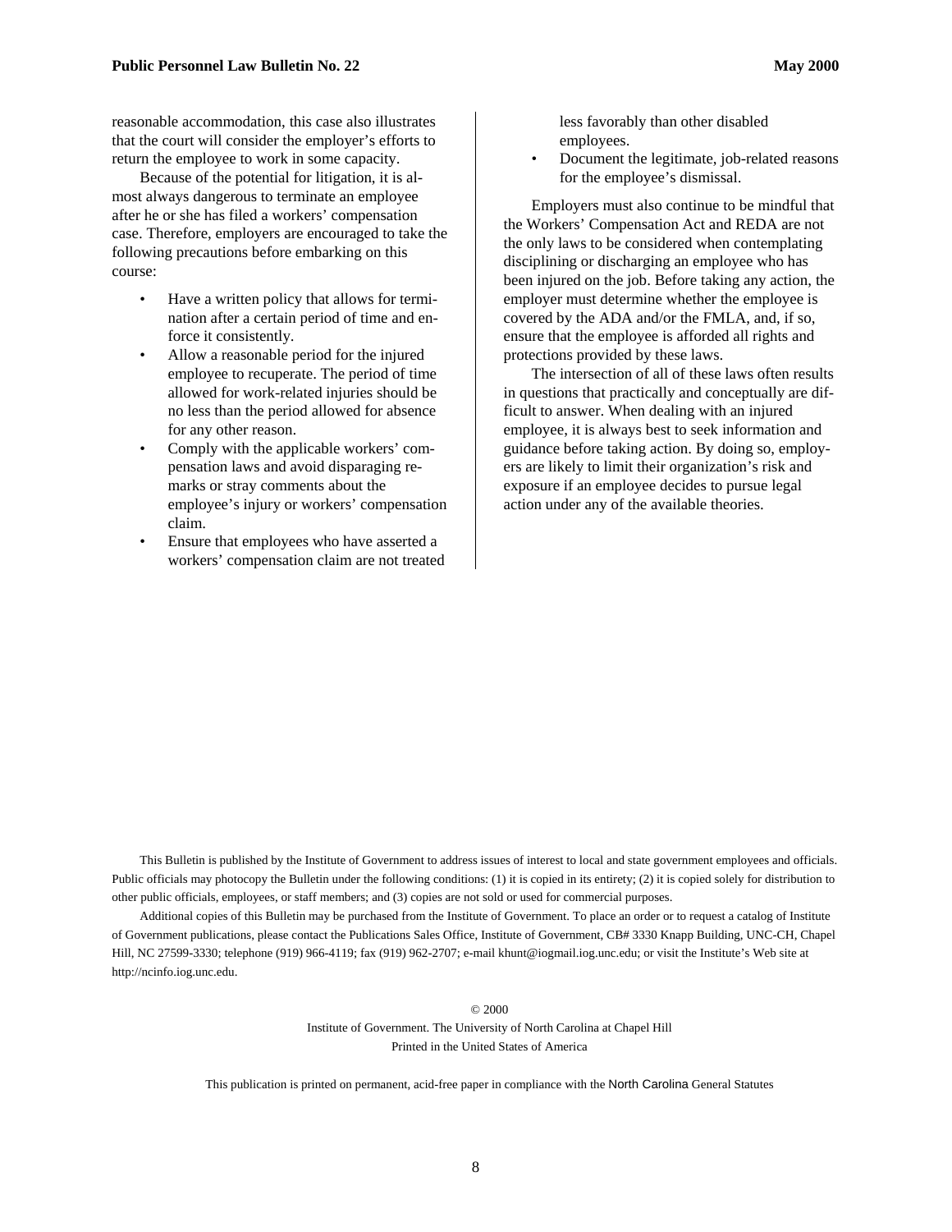reasonable accommodation, this case also illustrates that the court will consider the employer's efforts to return the employee to work in some capacity.

Because of the potential for litigation, it is almost always dangerous to terminate an employee after he or she has filed a workers' compensation case. Therefore, employers are encouraged to take the following precautions before embarking on this course:

- Have a written policy that allows for termination after a certain period of time and enforce it consistently.
- Allow a reasonable period for the injured employee to recuperate. The period of time allowed for work-related injuries should be no less than the period allowed for absence for any other reason.
- Comply with the applicable workers' compensation laws and avoid disparaging remarks or stray comments about the employee's injury or workers' compensation claim.
- Ensure that employees who have asserted a workers' compensation claim are not treated less favorably than other disabled employees.
- Document the legitimate, job-related reasons for the employee's dismissal.

Employers must also continue to be mindful that the Workers' Compensation Act and REDA are not the only laws to be considered when contemplating disciplining or discharging an employee who has been injured on the job. Before taking any action, the employer must determine whether the employee is covered by the ADA and/or the FMLA, and, if so, ensure that the employee is afforded all rights and protections provided by these laws.

The intersection of all of these laws often results in questions that practically and conceptually are difficult to answer. When dealing with an injured employee, it is always best to seek information and guidance before taking action. By doing so, employers are likely to limit their organization's risk and exposure if an employee decides to pursue legal action under any of the available theories.

This Bulletin is published by the Institute of Government to address issues of interest to local and state government employees and officials. Public officials may photocopy the Bulletin under the following conditions: (1) it is copied in its entirety; (2) it is copied solely for distribution to other public officials, employees, or staff members; and (3) copies are not sold or used for commercial purposes.

Additional copies of this Bulletin may be purchased from the Institute of Government. To place an order or to request a catalog of Institute of Government publications, please contact the Publications Sales Office, Institute of Government, CB# 3330 Knapp Building, UNC-CH, Chapel Hill, NC 27599-3330; telephone (919) 966-4119; fax (919) 962-2707; e-mail khunt@iogmail.iog.unc.edu; or visit the Institute's Web site at http://ncinfo.iog.unc.edu.

© 2000
Institute of Government. The University of North Carolina at Chapel Hill
Printed in the United States of America

This publication is printed on permanent, acid-free paper in compliance with the North Carolina General Statutes